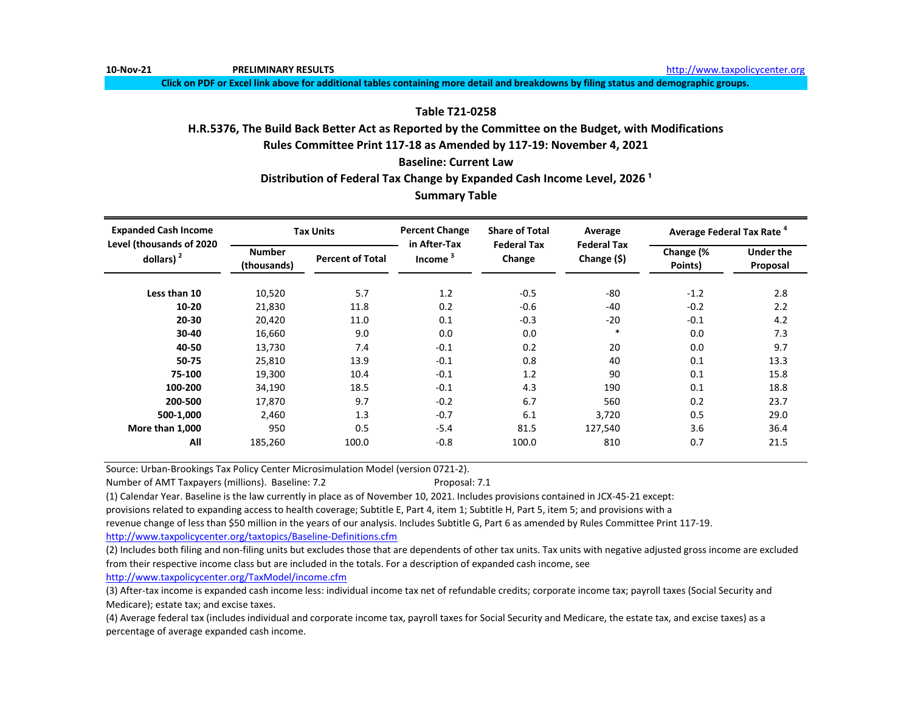10-Nov-21 **PRELIMINARY RESULTS** http://www.taxpolicycenter.org

**Click on PDF or Excel link above for additional tables containing more detail and breakdowns by filing status and demographic groups.**

## Table T21-0258

## H.R.5376, The Build Back Better Act as Reported by the Committee on the Budget, with Modifications

### Rules Committee Print 117-18 as Amended by 117-19: November 4, 2021

### Baseline: Current Law

### Distribution of Federal Tax Change by Expanded Cash Income Level, 2026 [1]

### Summary Table

| Expanded Cash Income Level (thousands of 2020 dollars) [2] | Tax Units | | Percent Change in After-Tax Income [3] | Share of Total Federal Tax Change | Average Federal Tax Change ($) | Average Federal Tax Rate [4] | |
|---|---|---|---|---|---|---|---|
| | Number (thousands) | Percent of Total | | | | Change (% Points) | Under the Proposal |
| **Less than 10** | 10,520 | 5.7 | 1.2 | -0.5 | -80 | -1.2 | 2.8 |
| **10-20** | 21,830 | 11.8 | 0.2 | -0.6 | -40 | -0.2 | 2.2 |
| **20-30** | 20,420 | 11.0 | 0.1 | -0.3 | -20 | -0.1 | 4.2 |
| **30-40** | 16,660 | 9.0 | 0.0 | 0.0 | * | 0.0 | 7.3 |
| **40-50** | 13,730 | 7.4 | -0.1 | 0.2 | 20 | 0.0 | 9.7 |
| **50-75** | 25,810 | 13.9 | -0.1 | 0.8 | 40 | 0.1 | 13.3 |
| **75-100** | 19,300 | 10.4 | -0.1 | 1.2 | 90 | 0.1 | 15.8 |
| **100-200** | 34,190 | 18.5 | -0.1 | 4.3 | 190 | 0.1 | 18.8 |
| **200-500** | 17,870 | 9.7 | -0.2 | 6.7 | 560 | 0.2 | 23.7 |
| **500-1,000** | 2,460 | 1.3 | -0.7 | 6.1 | 3,720 | 0.5 | 29.0 |
| **More than 1,000** | 950 | 0.5 | -5.4 | 81.5 | 127,540 | 3.6 | 36.4 |
| **All** | 185,260 | 100.0 | -0.8 | 100.0 | 810 | 0.7 | 21.5 |

Source: Urban-Brookings Tax Policy Center Microsimulation Model (version 0721-2).

Number of AMT Taxpayers (millions). Baseline: 7.2 Proposal: 7.1

(1) Calendar Year. Baseline is the law currently in place as of November 10, 2021. Includes provisions contained in JCX-45-21 except: provisions related to expanding access to health coverage; Subtitle E, Part 4, item 1; Subtitle H, Part 5, item 5; and provisions with a revenue change of less than $50 million in the years of our analysis. Includes Subtitle G, Part 6 as amended by Rules Committee Print 117-19.
http://www.taxpolicycenter.org/taxtopics/Baseline-Definitions.cfm

(2) Includes both filing and non-filing units but excludes those that are dependents of other tax units. Tax units with negative adjusted gross income are excluded from their respective income class but are included in the totals. For a description of expanded cash income, see
http://www.taxpolicycenter.org/TaxModel/income.cfm

(3) After-tax income is expanded cash income less: individual income tax net of refundable credits; corporate income tax; payroll taxes (Social Security and Medicare); estate tax; and excise taxes.

(4) Average federal tax (includes individual and corporate income tax, payroll taxes for Social Security and Medicare, the estate tax, and excise taxes) as a percentage of average expanded cash income.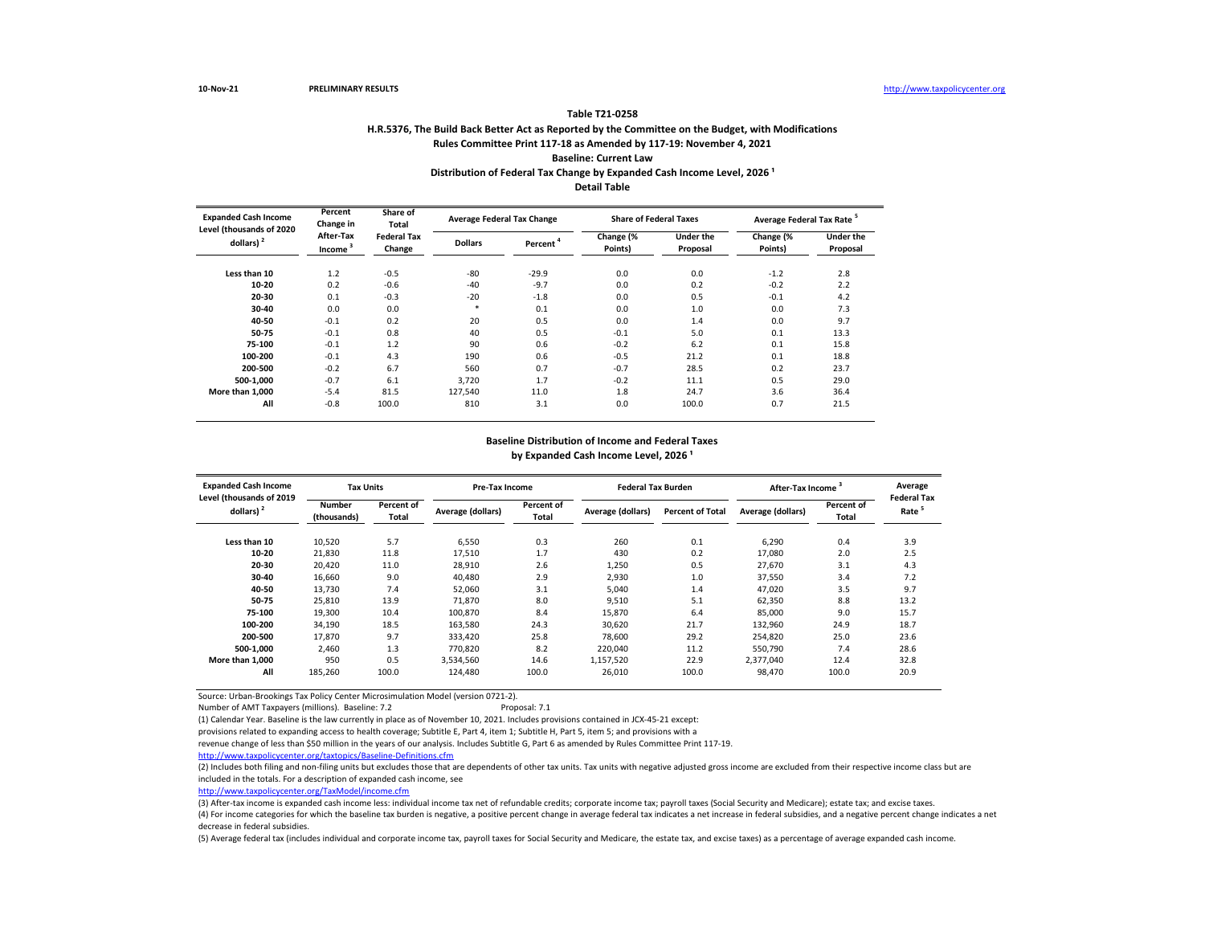**Table T21-0258**

**H.R.5376, The Build Back Better Act as Reported by the Committee on the Budget, with Modifications**

**Rules Committee Print 117-18 as Amended by 117-19: November 4, 2021**

**Baseline: Current Law**

**Distribution of Federal Tax Change by Expanded Cash Income Level, 2026 [1]**

**Detail Table**

| Expanded Cash Income Level (thousands of 2020 dollars) [2] | Percent Change in After-Tax Income [3] | Share of Total Federal Tax Change | Average Federal Tax Change | | Share of Federal Taxes | | Average Federal Tax Rate [5] | |
|---|---|---|---|---|---|---|---|---|
| | | | Dollars | Percent [4] | Change (% Points) | Under the Proposal | Change (% Points) | Under the Proposal |
| Less than 10 | 1.2 | -0.5 | -80 | -29.9 | 0.0 | 0.0 | -1.2 | 2.8 |
| 10-20 | 0.2 | -0.6 | -40 | -9.7 | 0.0 | 0.2 | -0.2 | 2.2 |
| 20-30 | 0.1 | -0.3 | -20 | -1.8 | 0.0 | 0.5 | -0.1 | 4.2 |
| 30-40 | 0.0 | 0.0 | * | 0.1 | 0.0 | 1.0 | 0.0 | 7.3 |
| 40-50 | -0.1 | 0.2 | 20 | 0.5 | 0.0 | 1.4 | 0.0 | 9.7 |
| 50-75 | -0.1 | 0.8 | 40 | 0.5 | -0.1 | 5.0 | 0.1 | 13.3 |
| 75-100 | -0.1 | 1.2 | 90 | 0.6 | -0.2 | 6.2 | 0.1 | 15.8 |
| 100-200 | -0.1 | 4.3 | 190 | 0.6 | -0.5 | 21.2 | 0.1 | 18.8 |
| 200-500 | -0.2 | 6.7 | 560 | 0.7 | -0.7 | 28.5 | 0.2 | 23.7 |
| 500-1,000 | -0.7 | 6.1 | 3,720 | 1.7 | -0.2 | 11.1 | 0.5 | 29.0 |
| More than 1,000 | -5.4 | 81.5 | 127,540 | 11.0 | 1.8 | 24.7 | 3.6 | 36.4 |
| All | -0.8 | 100.0 | 810 | 3.1 | 0.0 | 100.0 | 0.7 | 21.5 |

**Baseline Distribution of Income and Federal Taxes by Expanded Cash Income Level, 2026 [1]**

| Expanded Cash Income Level (thousands of 2019 dollars) [2] | Tax Units | | Pre-Tax Income | | Federal Tax Burden | | After-Tax Income [3] | | Average Federal Tax Rate [5] |
|---|---|---|---|---|---|---|---|---|---|
| | Number (thousands) | Percent of Total | Average (dollars) | Percent of Total | Average (dollars) | Percent of Total | Average (dollars) | Percent of Total | |
| Less than 10 | 10,520 | 5.7 | 6,550 | 0.3 | 260 | 0.1 | 6,290 | 0.4 | 3.9 |
| 10-20 | 21,830 | 11.8 | 17,510 | 1.7 | 430 | 0.2 | 17,080 | 2.0 | 2.5 |
| 20-30 | 20,420 | 11.0 | 28,910 | 2.6 | 1,250 | 0.5 | 27,670 | 3.1 | 4.3 |
| 30-40 | 16,660 | 9.0 | 40,480 | 2.9 | 2,930 | 1.0 | 37,550 | 3.4 | 7.2 |
| 40-50 | 13,730 | 7.4 | 52,060 | 3.1 | 5,040 | 1.4 | 47,020 | 3.5 | 9.7 |
| 50-75 | 25,810 | 13.9 | 71,870 | 8.0 | 9,510 | 5.1 | 62,350 | 8.8 | 13.2 |
| 75-100 | 19,300 | 10.4 | 100,870 | 8.4 | 15,870 | 6.4 | 85,000 | 9.0 | 15.7 |
| 100-200 | 34,190 | 18.5 | 163,580 | 24.3 | 30,620 | 21.7 | 132,960 | 24.9 | 18.7 |
| 200-500 | 17,870 | 9.7 | 333,420 | 25.8 | 78,600 | 29.2 | 254,820 | 25.0 | 23.6 |
| 500-1,000 | 2,460 | 1.3 | 770,820 | 8.2 | 220,040 | 11.2 | 550,790 | 7.4 | 28.6 |
| More than 1,000 | 950 | 0.5 | 3,534,560 | 14.6 | 1,157,520 | 22.9 | 2,377,040 | 12.4 | 32.8 |
| All | 185,260 | 100.0 | 124,480 | 100.0 | 26,010 | 100.0 | 98,470 | 100.0 | 20.9 |

Source: Urban-Brookings Tax Policy Center Microsimulation Model (version 0721-2).

Number of AMT Taxpayers (millions). Baseline: 7.2 Proposal: 7.1

(1) Calendar Year. Baseline is the law currently in place as of November 10, 2021. Includes provisions contained in JCX-45-21 except: provisions related to expanding access to health coverage; Subtitle E, Part 4, item 1; Subtitle H, Part 5, item 5; and provisions with a revenue change of less than $50 million in the years of our analysis. Includes Subtitle G, Part 6 as amended by Rules Committee Print 117-19.

http://www.taxpolicycenter.org/taxtopics/Baseline-Definitions.cfm

(2) Includes both filing and non-filing units but excludes those that are dependents of other tax units. Tax units with negative adjusted gross income are excluded from their respective income class but are included in the totals. For a description of expanded cash income, see

http://www.taxpolicycenter.org/TaxModel/income.cfm

(3) After-tax income is expanded cash income less: individual income tax net of refundable credits; corporate income tax; payroll taxes (Social Security and Medicare); estate tax; and excise taxes.

(4) For income categories for which the baseline tax burden is negative, a positive percent change in average federal tax indicates a net increase in federal subsidies, and a negative percent change indicates a net decrease in federal subsidies.

(5) Average federal tax (includes individual and corporate income tax, payroll taxes for Social Security and Medicare, the estate tax, and excise taxes) as a percentage of average expanded cash income.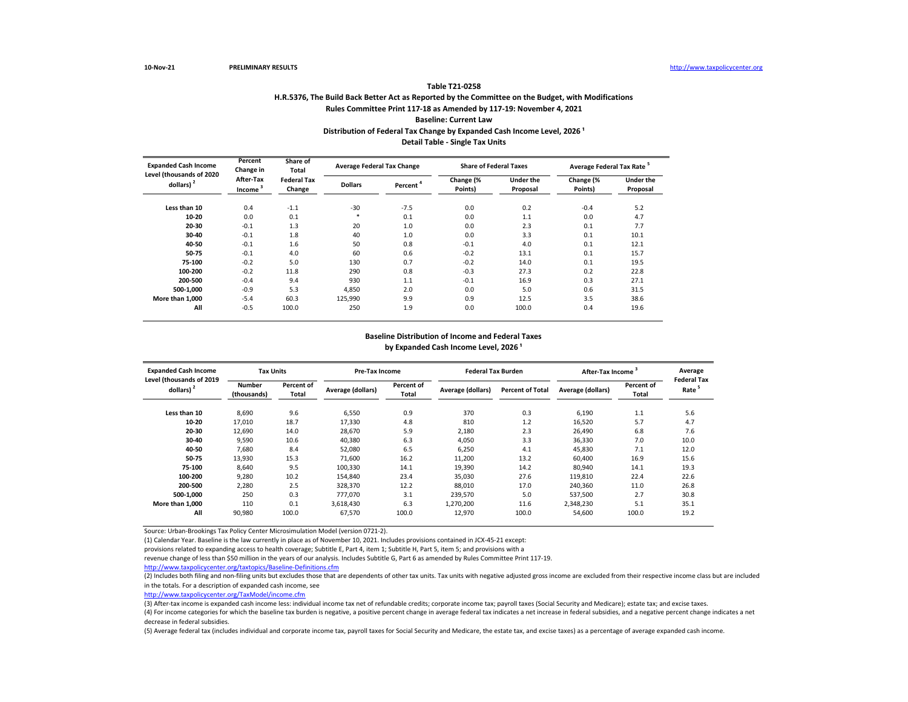10-Nov-21 PRELIMINARY RESULTS http://www.taxpolicycenter.org

**Table T21-0258**

**H.R.5376, The Build Back Better Act as Reported by the Committee on the Budget, with Modifications**

**Rules Committee Print 117-18 as Amended by 117-19: November 4, 2021**

**Baseline: Current Law**

**Distribution of Federal Tax Change by Expanded Cash Income Level, 2026 [1]**

**Detail Table - Single Tax Units**

| Expanded Cash Income Level (thousands of 2020 dollars) [2] | Percent Change in After-Tax Income [3] | Share of Total Federal Tax Change | Average Federal Tax Change | | Share of Federal Taxes | | Average Federal Tax Rate [5] | |
|---|---|---|---|---|---|---|---|---|
| | | | Dollars | Percent [4] | Change (% Points) | Under the Proposal | Change (% Points) | Under the Proposal |
| Less than 10 | 0.4 | -1.1 | -30 | -7.5 | 0.0 | 0.2 | -0.4 | 5.2 |
| 10-20 | 0.0 | 0.1 | * | 0.1 | 0.0 | 1.1 | 0.0 | 4.7 |
| 20-30 | -0.1 | 1.3 | 20 | 1.0 | 0.0 | 2.3 | 0.1 | 7.7 |
| 30-40 | -0.1 | 1.8 | 40 | 1.0 | 0.0 | 3.3 | 0.1 | 10.1 |
| 40-50 | -0.1 | 1.6 | 50 | 0.8 | -0.1 | 4.0 | 0.1 | 12.1 |
| 50-75 | -0.1 | 4.0 | 60 | 0.6 | -0.2 | 13.1 | 0.1 | 15.7 |
| 75-100 | -0.2 | 5.0 | 130 | 0.7 | -0.2 | 14.0 | 0.1 | 19.5 |
| 100-200 | -0.2 | 11.8 | 290 | 0.8 | -0.3 | 27.3 | 0.2 | 22.8 |
| 200-500 | -0.4 | 9.4 | 930 | 1.1 | -0.1 | 16.9 | 0.3 | 27.1 |
| 500-1,000 | -0.9 | 5.3 | 4,850 | 2.0 | 0.0 | 5.0 | 0.6 | 31.5 |
| More than 1,000 | -5.4 | 60.3 | 125,990 | 9.9 | 0.9 | 12.5 | 3.5 | 38.6 |
| All | -0.5 | 100.0 | 250 | 1.9 | 0.0 | 100.0 | 0.4 | 19.6 |

**Baseline Distribution of Income and Federal Taxes**

**by Expanded Cash Income Level, 2026 [1]**

| Expanded Cash Income Level (thousands of 2019 dollars) [2] | Tax Units | | Pre-Tax Income | | Federal Tax Burden | | After-Tax Income [3] | | Average Federal Tax Rate [5] |
|---|---|---|---|---|---|---|---|---|---|
| | Number (thousands) | Percent of Total | Average (dollars) | Percent of Total | Average (dollars) | Percent of Total | Average (dollars) | Percent of Total | |
| Less than 10 | 8,690 | 9.6 | 6,550 | 0.9 | 370 | 0.3 | 6,190 | 1.1 | 5.6 |
| 10-20 | 17,010 | 18.7 | 17,330 | 4.8 | 810 | 1.2 | 16,520 | 5.7 | 4.7 |
| 20-30 | 12,690 | 14.0 | 28,670 | 5.9 | 2,180 | 2.3 | 26,490 | 6.8 | 7.6 |
| 30-40 | 9,590 | 10.6 | 40,380 | 6.3 | 4,050 | 3.3 | 36,330 | 7.0 | 10.0 |
| 40-50 | 7,680 | 8.4 | 52,080 | 6.5 | 6,250 | 4.1 | 45,830 | 7.1 | 12.0 |
| 50-75 | 13,930 | 15.3 | 71,600 | 16.2 | 11,200 | 13.2 | 60,400 | 16.9 | 15.6 |
| 75-100 | 8,640 | 9.5 | 100,330 | 14.1 | 19,390 | 14.2 | 80,940 | 14.1 | 19.3 |
| 100-200 | 9,280 | 10.2 | 154,840 | 23.4 | 35,030 | 27.6 | 119,810 | 22.4 | 22.6 |
| 200-500 | 2,280 | 2.5 | 328,370 | 12.2 | 88,010 | 17.0 | 240,360 | 11.0 | 26.8 |
| 500-1,000 | 250 | 0.3 | 777,070 | 3.1 | 239,570 | 5.0 | 537,500 | 2.7 | 30.8 |
| More than 1,000 | 110 | 0.1 | 3,618,430 | 6.3 | 1,270,200 | 11.6 | 2,348,230 | 5.1 | 35.1 |
| All | 90,980 | 100.0 | 67,570 | 100.0 | 12,970 | 100.0 | 54,600 | 100.0 | 19.2 |

Source: Urban-Brookings Tax Policy Center Microsimulation Model (version 0721-2).

(1) Calendar Year. Baseline is the law currently in place as of November 10, 2021. Includes provisions contained in JCX-45-21 except: provisions related to expanding access to health coverage; Subtitle E, Part 4, item 1; Subtitle H, Part 5, item 5; and provisions with a revenue change of less than $50 million in the years of our analysis. Includes Subtitle G, Part 6 as amended by Rules Committee Print 117-19.

http://www.taxpolicycenter.org/taxtopics/Baseline-Definitions.cfm

(2) Includes both filing and non-filing units but excludes those that are dependents of other tax units. Tax units with negative adjusted gross income are excluded from their respective income class but are included in the totals. For a description of expanded cash income, see

http://www.taxpolicycenter.org/TaxModel/income.cfm

(3) After-tax income is expanded cash income less: individual income tax net of refundable credits; corporate income tax; payroll taxes (Social Security and Medicare); estate tax; and excise taxes.

(4) For income categories for which the baseline tax burden is negative, a positive percent change in average federal tax indicates a net increase in federal subsidies, and a negative percent change indicates a net decrease in federal subsidies.

(5) Average federal tax (includes individual and corporate income tax, payroll taxes for Social Security and Medicare, the estate tax, and excise taxes) as a percentage of average expanded cash income.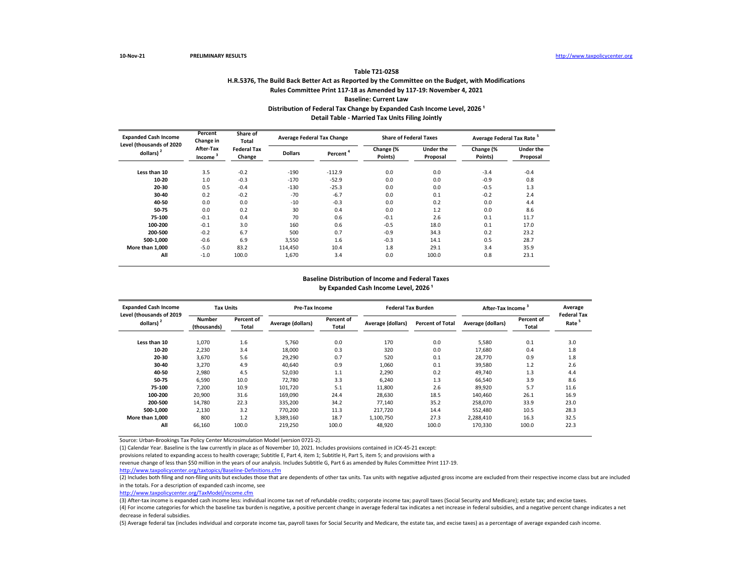10-Nov-21 PRELIMINARY RESULTS http://www.taxpolicycenter.org

## Table T21-0258

### H.R.5376, The Build Back Better Act as Reported by the Committee on the Budget, with Modifications
### Rules Committee Print 117-18 as Amended by 117-19: November 4, 2021
### Baseline: Current Law
### Distribution of Federal Tax Change by Expanded Cash Income Level, 2026 [1]
### Detail Table - Married Tax Units Filing Jointly

| Expanded Cash Income Level (thousands of 2020 dollars) [2] | Percent Change in After-Tax Income [3] | Share of Total Federal Tax Change | Average Federal Tax Change | | Share of Federal Taxes | | Average Federal Tax Rate [5] | |
|---|---|---|---|---|---|---|---|---|
| | | | Dollars | Percent [4] | Change (% Points) | Under the Proposal | Change (% Points) | Under the Proposal |
| Less than 10 | 3.5 | -0.2 | -190 | -112.9 | 0.0 | 0.0 | -3.4 | -0.4 |
| 10-20 | 1.0 | -0.3 | -170 | -52.9 | 0.0 | 0.0 | -0.9 | 0.8 |
| 20-30 | 0.5 | -0.4 | -130 | -25.3 | 0.0 | 0.0 | -0.5 | 1.3 |
| 30-40 | 0.2 | -0.2 | -70 | -6.7 | 0.0 | 0.1 | -0.2 | 2.4 |
| 40-50 | 0.0 | 0.0 | -10 | -0.3 | 0.0 | 0.2 | 0.0 | 4.4 |
| 50-75 | 0.0 | 0.2 | 30 | 0.4 | 0.0 | 1.2 | 0.0 | 8.6 |
| 75-100 | -0.1 | 0.4 | 70 | 0.6 | -0.1 | 2.6 | 0.1 | 11.7 |
| 100-200 | -0.1 | 3.0 | 160 | 0.6 | -0.5 | 18.0 | 0.1 | 17.0 |
| 200-500 | -0.2 | 6.7 | 500 | 0.7 | -0.9 | 34.3 | 0.2 | 23.2 |
| 500-1,000 | -0.6 | 6.9 | 3,550 | 1.6 | -0.3 | 14.1 | 0.5 | 28.7 |
| More than 1,000 | -5.0 | 83.2 | 114,450 | 10.4 | 1.8 | 29.1 | 3.4 | 35.9 |
| All | -1.0 | 100.0 | 1,670 | 3.4 | 0.0 | 100.0 | 0.8 | 23.1 |

### Baseline Distribution of Income and Federal Taxes by Expanded Cash Income Level, 2026 [1]

| Expanded Cash Income Level (thousands of 2019 dollars) [2] | Tax Units | | Pre-Tax Income | | Federal Tax Burden | | After-Tax Income [3] | | Average Federal Tax Rate [5] |
|---|---|---|---|---|---|---|---|---|---|
| | Number (thousands) | Percent of Total | Average (dollars) | Percent of Total | Average (dollars) | Percent of Total | Average (dollars) | Percent of Total | |
| Less than 10 | 1,070 | 1.6 | 5,760 | 0.0 | 170 | 0.0 | 5,580 | 0.1 | 3.0 |
| 10-20 | 2,230 | 3.4 | 18,000 | 0.3 | 320 | 0.0 | 17,680 | 0.4 | 1.8 |
| 20-30 | 3,670 | 5.6 | 29,290 | 0.7 | 520 | 0.1 | 28,770 | 0.9 | 1.8 |
| 30-40 | 3,270 | 4.9 | 40,640 | 0.9 | 1,060 | 0.1 | 39,580 | 1.2 | 2.6 |
| 40-50 | 2,980 | 4.5 | 52,030 | 1.1 | 2,290 | 0.2 | 49,740 | 1.3 | 4.4 |
| 50-75 | 6,590 | 10.0 | 72,780 | 3.3 | 6,240 | 1.3 | 66,540 | 3.9 | 8.6 |
| 75-100 | 7,200 | 10.9 | 101,720 | 5.1 | 11,800 | 2.6 | 89,920 | 5.7 | 11.6 |
| 100-200 | 20,900 | 31.6 | 169,090 | 24.4 | 28,630 | 18.5 | 140,460 | 26.1 | 16.9 |
| 200-500 | 14,780 | 22.3 | 335,200 | 34.2 | 77,140 | 35.2 | 258,070 | 33.9 | 23.0 |
| 500-1,000 | 2,130 | 3.2 | 770,200 | 11.3 | 217,720 | 14.4 | 552,480 | 10.5 | 28.3 |
| More than 1,000 | 800 | 1.2 | 3,389,160 | 18.7 | 1,100,750 | 27.3 | 2,288,410 | 16.3 | 32.5 |
| All | 66,160 | 100.0 | 219,250 | 100.0 | 48,920 | 100.0 | 170,330 | 100.0 | 22.3 |

Source: Urban-Brookings Tax Policy Center Microsimulation Model (version 0721-2).

(1) Calendar Year. Baseline is the law currently in place as of November 10, 2021. Includes provisions contained in JCX-45-21 except: provisions related to expanding access to health coverage; Subtitle E, Part 4, item 1; Subtitle H, Part 5, item 5; and provisions with a revenue change of less than $50 million in the years of our analysis. Includes Subtitle G, Part 6 as amended by Rules Committee Print 117-19.
http://www.taxpolicycenter.org/taxtopics/Baseline-Definitions.cfm

(2) Includes both filing and non-filing units but excludes those that are dependents of other tax units. Tax units with negative adjusted gross income are excluded from their respective income class but are included in the totals. For a description of expanded cash income, see
http://www.taxpolicycenter.org/TaxModel/income.cfm

(3) After-tax income is expanded cash income less: individual income tax net of refundable credits; corporate income tax; payroll taxes (Social Security and Medicare); estate tax; and excise taxes.

(4) For income categories for which the baseline tax burden is negative, a positive percent change in average federal tax indicates a net increase in federal subsidies, and a negative percent change indicates a net decrease in federal subsidies.

(5) Average federal tax (includes individual and corporate income tax, payroll taxes for Social Security and Medicare, the estate tax, and excise taxes) as a percentage of average expanded cash income.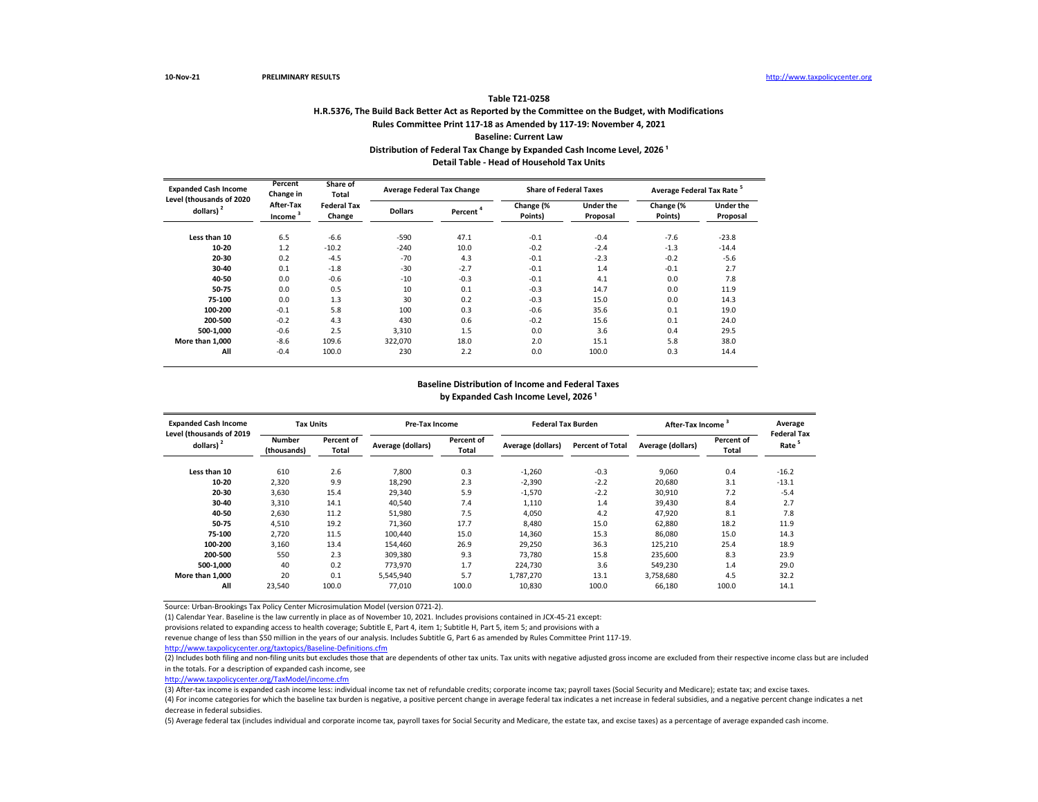10-Nov-21 PRELIMINARY RESULTS http://www.taxpolicycenter.org

**Table T21-0258**

**H.R.5376, The Build Back Better Act as Reported by the Committee on the Budget, with Modifications**

**Rules Committee Print 117-18 as Amended by 117-19: November 4, 2021**

**Baseline: Current Law**

**Distribution of Federal Tax Change by Expanded Cash Income Level, 2026 [1]**

**Detail Table - Head of Household Tax Units**

| Expanded Cash Income Level (thousands of 2020 dollars) [2] | Percent Change in After-Tax Income [3] | Share of Total Federal Tax Change | Average Federal Tax Change | | Share of Federal Taxes | | Average Federal Tax Rate [5] | |
|---|---|---|---|---|---|---|---|---|
| | | | Dollars | Percent [4] | Change (% Points) | Under the Proposal | Change (% Points) | Under the Proposal |
| Less than 10 | 6.5 | -6.6 | -590 | 47.1 | -0.1 | -0.4 | -7.6 | -23.8 |
| 10-20 | 1.2 | -10.2 | -240 | 10.0 | -0.2 | -2.4 | -1.3 | -14.4 |
| 20-30 | 0.2 | -4.5 | -70 | 4.3 | -0.1 | -2.3 | -0.2 | -5.6 |
| 30-40 | 0.1 | -1.8 | -30 | -2.7 | -0.1 | 1.4 | -0.1 | 2.7 |
| 40-50 | 0.0 | -0.6 | -10 | -0.3 | -0.1 | 4.1 | 0.0 | 7.8 |
| 50-75 | 0.0 | 0.5 | 10 | 0.1 | -0.3 | 14.7 | 0.0 | 11.9 |
| 75-100 | 0.0 | 1.3 | 30 | 0.2 | -0.3 | 15.0 | 0.0 | 14.3 |
| 100-200 | -0.1 | 5.8 | 100 | 0.3 | -0.6 | 35.6 | 0.1 | 19.0 |
| 200-500 | -0.2 | 4.3 | 430 | 0.6 | -0.2 | 15.6 | 0.1 | 24.0 |
| 500-1,000 | -0.6 | 2.5 | 3,310 | 1.5 | 0.0 | 3.6 | 0.4 | 29.5 |
| More than 1,000 | -8.6 | 109.6 | 322,070 | 18.0 | 2.0 | 15.1 | 5.8 | 38.0 |
| All | -0.4 | 100.0 | 230 | 2.2 | 0.0 | 100.0 | 0.3 | 14.4 |

**Baseline Distribution of Income and Federal Taxes**

**by Expanded Cash Income Level, 2026 [1]**

| Expanded Cash Income Level (thousands of 2019 dollars) [2] | Tax Units | | Pre-Tax Income | | Federal Tax Burden | | After-Tax Income [3] | | Average Federal Tax Rate [5] |
|---|---|---|---|---|---|---|---|---|---|
| | Number (thousands) | Percent of Total | Average (dollars) | Percent of Total | Average (dollars) | Percent of Total | Average (dollars) | Percent of Total | |
| Less than 10 | 610 | 2.6 | 7,800 | 0.3 | -1,260 | -0.3 | 9,060 | 0.4 | -16.2 |
| 10-20 | 2,320 | 9.9 | 18,290 | 2.3 | -2,390 | -2.2 | 20,680 | 3.1 | -13.1 |
| 20-30 | 3,630 | 15.4 | 29,340 | 5.9 | -1,570 | -2.2 | 30,910 | 7.2 | -5.4 |
| 30-40 | 3,310 | 14.1 | 40,540 | 7.4 | 1,110 | 1.4 | 39,430 | 8.4 | 2.7 |
| 40-50 | 2,630 | 11.2 | 51,980 | 7.5 | 4,050 | 4.2 | 47,920 | 8.1 | 7.8 |
| 50-75 | 4,510 | 19.2 | 71,360 | 17.7 | 8,480 | 15.0 | 62,880 | 18.2 | 11.9 |
| 75-100 | 2,720 | 11.5 | 100,440 | 15.0 | 14,360 | 15.3 | 86,080 | 15.0 | 14.3 |
| 100-200 | 3,160 | 13.4 | 154,460 | 26.9 | 29,250 | 36.3 | 125,210 | 25.4 | 18.9 |
| 200-500 | 550 | 2.3 | 309,380 | 9.3 | 73,780 | 15.8 | 235,600 | 8.3 | 23.9 |
| 500-1,000 | 40 | 0.2 | 773,970 | 1.7 | 224,730 | 3.6 | 549,230 | 1.4 | 29.0 |
| More than 1,000 | 20 | 0.1 | 5,545,940 | 5.7 | 1,787,270 | 13.1 | 3,758,680 | 4.5 | 32.2 |
| All | 23,540 | 100.0 | 77,010 | 100.0 | 10,830 | 100.0 | 66,180 | 100.0 | 14.1 |

Source: Urban-Brookings Tax Policy Center Microsimulation Model (version 0721-2).

(1) Calendar Year. Baseline is the law currently in place as of November 10, 2021. Includes provisions contained in JCX-45-21 except:
provisions related to expanding access to health coverage; Subtitle E, Part 4, item 1; Subtitle H, Part 5, item 5; and provisions with a
revenue change of less than $50 million in the years of our analysis. Includes Subtitle G, Part 6 as amended by Rules Committee Print 117-19.
http://www.taxpolicycenter.org/taxtopics/Baseline-Definitions.cfm

(2) Includes both filing and non-filing units but excludes those that are dependents of other tax units. Tax units with negative adjusted gross income are excluded from their respective income class but are included in the totals. For a description of expanded cash income, see
http://www.taxpolicycenter.org/TaxModel/income.cfm

(3) After-tax income is expanded cash income less: individual income tax net of refundable credits; corporate income tax; payroll taxes (Social Security and Medicare); estate tax; and excise taxes.

(4) For income categories for which the baseline tax burden is negative, a positive percent change in average federal tax indicates a net increase in federal subsidies, and a negative percent change indicates a net decrease in federal subsidies.

(5) Average federal tax (includes individual and corporate income tax, payroll taxes for Social Security and Medicare, the estate tax, and excise taxes) as a percentage of average expanded cash income.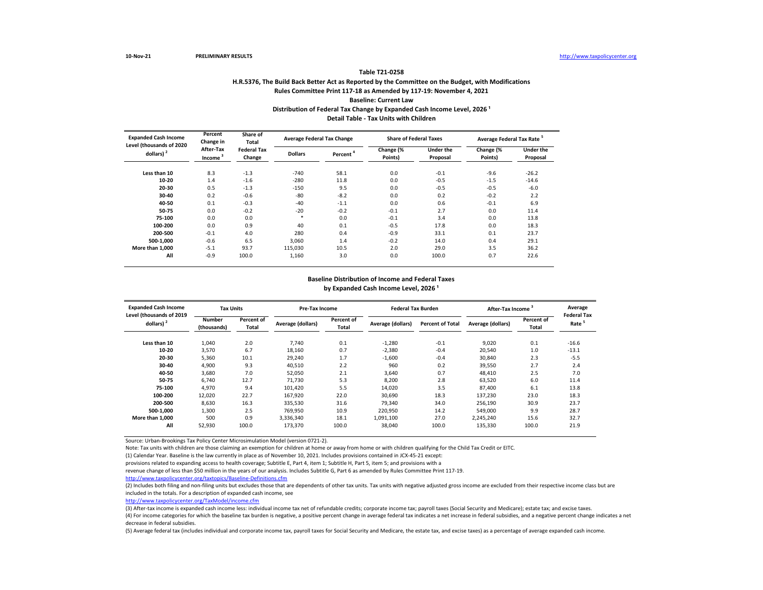10-Nov-21 **PRELIMINARY RESULTS** http://www.taxpolicycenter.org

**Table T21-0258**

**H.R.5376, The Build Back Better Act as Reported by the Committee on the Budget, with Modifications**

**Rules Committee Print 117-18 as Amended by 117-19: November 4, 2021**

**Baseline: Current Law**

**Distribution of Federal Tax Change by Expanded Cash Income Level, 2026 [1]**

**Detail Table - Tax Units with Children**

| Expanded Cash Income Level (thousands of 2020 dollars) [2] | Percent Change in After-Tax Income [3] | Share of Total Federal Tax Change | Average Federal Tax Change | | Share of Federal Taxes | | Average Federal Tax Rate [5] | |
|---|---|---|---|---|---|---|---|---|
| | | | Dollars | Percent [4] | Change (% Points) | Under the Proposal | Change (% Points) | Under the Proposal |
| Less than 10 | 8.3 | -1.3 | -740 | 58.1 | 0.0 | -0.1 | -9.6 | -26.2 |
| 10-20 | 1.4 | -1.6 | -280 | 11.8 | 0.0 | -0.5 | -1.5 | -14.6 |
| 20-30 | 0.5 | -1.3 | -150 | 9.5 | 0.0 | -0.5 | -0.5 | -6.0 |
| 30-40 | 0.2 | -0.6 | -80 | -8.2 | 0.0 | 0.2 | -0.2 | 2.2 |
| 40-50 | 0.1 | -0.3 | -40 | -1.1 | 0.0 | 0.6 | -0.1 | 6.9 |
| 50-75 | 0.0 | -0.2 | -20 | -0.2 | -0.1 | 2.7 | 0.0 | 11.4 |
| 75-100 | 0.0 | 0.0 | * | 0.0 | -0.1 | 3.4 | 0.0 | 13.8 |
| 100-200 | 0.0 | 0.9 | 40 | 0.1 | -0.5 | 17.8 | 0.0 | 18.3 |
| 200-500 | -0.1 | 4.0 | 280 | 0.4 | -0.9 | 33.1 | 0.1 | 23.7 |
| 500-1,000 | -0.6 | 6.5 | 3,060 | 1.4 | -0.2 | 14.0 | 0.4 | 29.1 |
| More than 1,000 | -5.1 | 93.7 | 115,030 | 10.5 | 2.0 | 29.0 | 3.5 | 36.2 |
| All | -0.9 | 100.0 | 1,160 | 3.0 | 0.0 | 100.0 | 0.7 | 22.6 |

**Baseline Distribution of Income and Federal Taxes by Expanded Cash Income Level, 2026 [1]**

| Expanded Cash Income Level (thousands of 2019 dollars) [2] | Tax Units | | Pre-Tax Income | | Federal Tax Burden | | After-Tax Income [3] | | Average Federal Tax Rate [5] |
|---|---|---|---|---|---|---|---|---|---|
| | Number (thousands) | Percent of Total | Average (dollars) | Percent of Total | Average (dollars) | Percent of Total | Average (dollars) | Percent of Total | |
| Less than 10 | 1,040 | 2.0 | 7,740 | 0.1 | -1,280 | -0.1 | 9,020 | 0.1 | -16.6 |
| 10-20 | 3,570 | 6.7 | 18,160 | 0.7 | -2,380 | -0.4 | 20,540 | 1.0 | -13.1 |
| 20-30 | 5,360 | 10.1 | 29,240 | 1.7 | -1,600 | -0.4 | 30,840 | 2.3 | -5.5 |
| 30-40 | 4,900 | 9.3 | 40,510 | 2.2 | 960 | 0.2 | 39,550 | 2.7 | 2.4 |
| 40-50 | 3,680 | 7.0 | 52,050 | 2.1 | 3,640 | 0.7 | 48,410 | 2.5 | 7.0 |
| 50-75 | 6,740 | 12.7 | 71,730 | 5.3 | 8,200 | 2.8 | 63,520 | 6.0 | 11.4 |
| 75-100 | 4,970 | 9.4 | 101,420 | 5.5 | 14,020 | 3.5 | 87,400 | 6.1 | 13.8 |
| 100-200 | 12,020 | 22.7 | 167,920 | 22.0 | 30,690 | 18.3 | 137,230 | 23.0 | 18.3 |
| 200-500 | 8,630 | 16.3 | 335,530 | 31.6 | 79,340 | 34.0 | 256,190 | 30.9 | 23.7 |
| 500-1,000 | 1,300 | 2.5 | 769,950 | 10.9 | 220,950 | 14.2 | 549,000 | 9.9 | 28.7 |
| More than 1,000 | 500 | 0.9 | 3,336,340 | 18.1 | 1,091,100 | 27.0 | 2,245,240 | 15.6 | 32.7 |
| All | 52,930 | 100.0 | 173,370 | 100.0 | 38,040 | 100.0 | 135,330 | 100.0 | 21.9 |

Source: Urban-Brookings Tax Policy Center Microsimulation Model (version 0721-2).

Note: Tax units with children are those claiming an exemption for children at home or away from home or with children qualifying for the Child Tax Credit or EITC.

(1) Calendar Year. Baseline is the law currently in place as of November 10, 2021. Includes provisions contained in JCX-45-21 except:
provisions related to expanding access to health coverage; Subtitle E, Part 4, item 1; Subtitle H, Part 5, item 5; and provisions with a
revenue change of less than $50 million in the years of our analysis. Includes Subtitle G, Part 6 as amended by Rules Committee Print 117-19.
http://www.taxpolicycenter.org/taxtopics/Baseline-Definitions.cfm

(2) Includes both filing and non-filing units but excludes those that are dependents of other tax units. Tax units with negative adjusted gross income are excluded from their respective income class but are included in the totals. For a description of expanded cash income, see
http://www.taxpolicycenter.org/TaxModel/income.cfm

(3) After-tax income is expanded cash income less: individual income tax net of refundable credits; corporate income tax; payroll taxes (Social Security and Medicare); estate tax; and excise taxes.

(4) For income categories for which the baseline tax burden is negative, a positive percent change in average federal tax indicates a net increase in federal subsidies, and a negative percent change indicates a net decrease in federal subsidies.

(5) Average federal tax (includes individual and corporate income tax, payroll taxes for Social Security and Medicare, the estate tax, and excise taxes) as a percentage of average expanded cash income.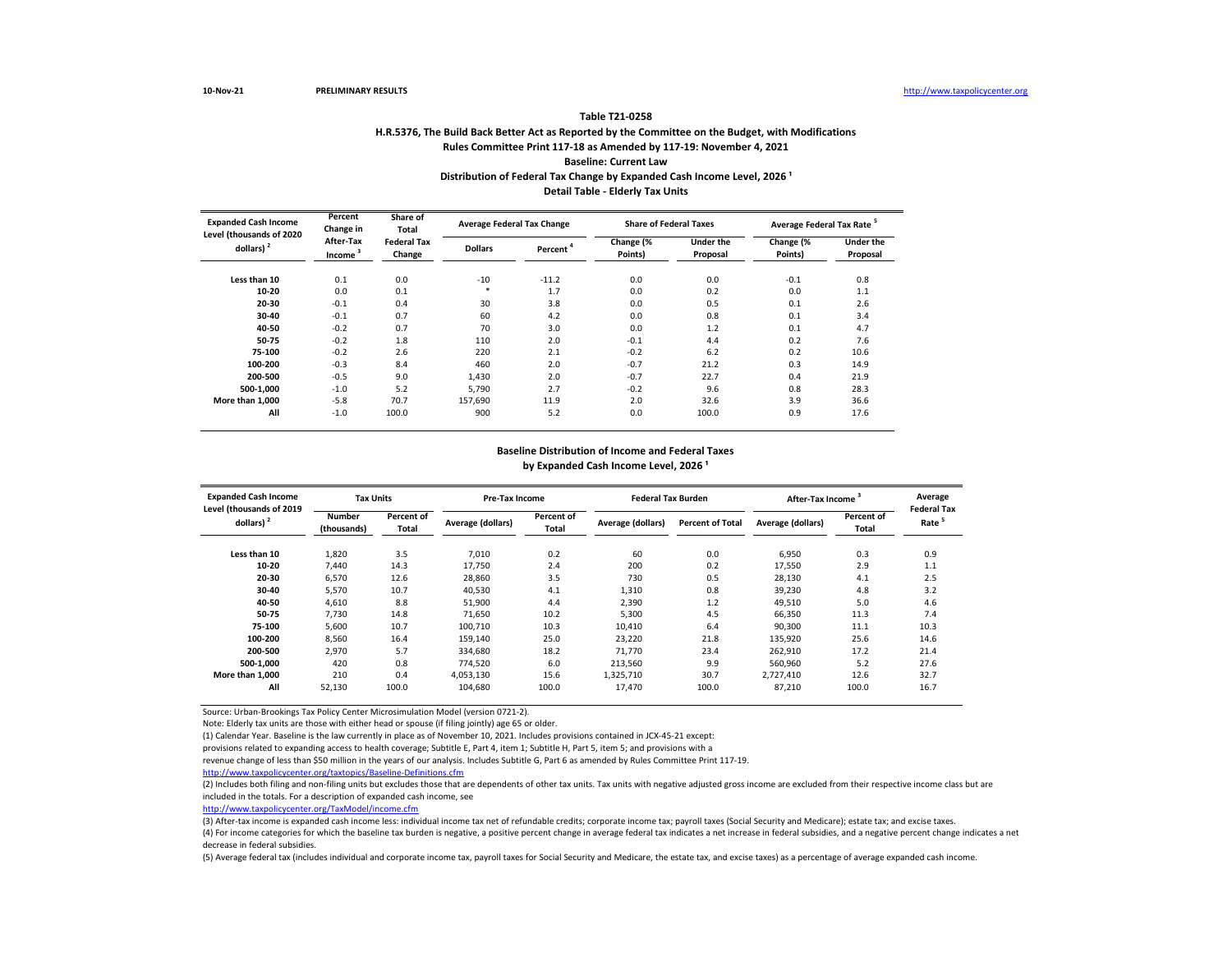10-Nov-21 **PRELIMINARY RESULTS** http://www.taxpolicycenter.org

### Table T21-0258

### H.R.5376, The Build Back Better Act as Reported by the Committee on the Budget, with Modifications

### Rules Committee Print 117-18 as Amended by 117-19: November 4, 2021

### Baseline: Current Law

### Distribution of Federal Tax Change by Expanded Cash Income Level, 2026 [1]

### Detail Table - Elderly Tax Units

| Expanded Cash Income Level (thousands of 2020 dollars) [2] | Percent Change in After-Tax Income [3] | Share of Total Federal Tax Change | Average Federal Tax Change | | Share of Federal Taxes | | Average Federal Tax Rate [5] | |
|---|---|---|---|---|---|---|---|---|
| | | | Dollars | Percent [4] | Change (% Points) | Under the Proposal | Change (% Points) | Under the Proposal |
| Less than 10 | 0.1 | 0.0 | -10 | -11.2 | 0.0 | 0.0 | -0.1 | 0.8 |
| 10-20 | 0.0 | 0.1 | * | 1.7 | 0.0 | 0.2 | 0.0 | 1.1 |
| 20-30 | -0.1 | 0.4 | 30 | 3.8 | 0.0 | 0.5 | 0.1 | 2.6 |
| 30-40 | -0.1 | 0.7 | 60 | 4.2 | 0.0 | 0.8 | 0.1 | 3.4 |
| 40-50 | -0.2 | 0.7 | 70 | 3.0 | 0.0 | 1.2 | 0.1 | 4.7 |
| 50-75 | -0.2 | 1.8 | 110 | 2.0 | -0.1 | 4.4 | 0.2 | 7.6 |
| 75-100 | -0.2 | 2.6 | 220 | 2.1 | -0.2 | 6.2 | 0.2 | 10.6 |
| 100-200 | -0.3 | 8.4 | 460 | 2.0 | -0.7 | 21.2 | 0.3 | 14.9 |
| 200-500 | -0.5 | 9.0 | 1,430 | 2.0 | -0.7 | 22.7 | 0.4 | 21.9 |
| 500-1,000 | -1.0 | 5.2 | 5,790 | 2.7 | -0.2 | 9.6 | 0.8 | 28.3 |
| More than 1,000 | -5.8 | 70.7 | 157,690 | 11.9 | 2.0 | 32.6 | 3.9 | 36.6 |
| All | -1.0 | 100.0 | 900 | 5.2 | 0.0 | 100.0 | 0.9 | 17.6 |

### Baseline Distribution of Income and Federal Taxes by Expanded Cash Income Level, 2026 [1]

| Expanded Cash Income Level (thousands of 2019 dollars) [2] | Tax Units | | Pre-Tax Income | | Federal Tax Burden | | After-Tax Income [3] | | Average Federal Tax Rate [5] |
|---|---|---|---|---|---|---|---|---|---|
| | Number (thousands) | Percent of Total | Average (dollars) | Percent of Total | Average (dollars) | Percent of Total | Average (dollars) | Percent of Total | |
| Less than 10 | 1,820 | 3.5 | 7,010 | 0.2 | 60 | 0.0 | 6,950 | 0.3 | 0.9 |
| 10-20 | 7,440 | 14.3 | 17,750 | 2.4 | 200 | 0.2 | 17,550 | 2.9 | 1.1 |
| 20-30 | 6,570 | 12.6 | 28,860 | 3.5 | 730 | 0.5 | 28,130 | 4.1 | 2.5 |
| 30-40 | 5,570 | 10.7 | 40,530 | 4.1 | 1,310 | 0.8 | 39,230 | 4.8 | 3.2 |
| 40-50 | 4,610 | 8.8 | 51,900 | 4.4 | 2,390 | 1.2 | 49,510 | 5.0 | 4.6 |
| 50-75 | 7,730 | 14.8 | 71,650 | 10.2 | 5,300 | 4.5 | 66,350 | 11.3 | 7.4 |
| 75-100 | 5,600 | 10.7 | 100,710 | 10.3 | 10,410 | 6.4 | 90,300 | 11.1 | 10.3 |
| 100-200 | 8,560 | 16.4 | 159,140 | 25.0 | 23,220 | 21.8 | 135,920 | 25.6 | 14.6 |
| 200-500 | 2,970 | 5.7 | 334,680 | 18.2 | 71,770 | 23.4 | 262,910 | 17.2 | 21.4 |
| 500-1,000 | 420 | 0.8 | 774,520 | 6.0 | 213,560 | 9.9 | 560,960 | 5.2 | 27.6 |
| More than 1,000 | 210 | 0.4 | 4,053,130 | 15.6 | 1,325,710 | 30.7 | 2,727,410 | 12.6 | 32.7 |
| All | 52,130 | 100.0 | 104,680 | 100.0 | 17,470 | 100.0 | 87,210 | 100.0 | 16.7 |

Source: Urban-Brookings Tax Policy Center Microsimulation Model (version 0721-2).

Note: Elderly tax units are those with either head or spouse (if filing jointly) age 65 or older.

(1) Calendar Year. Baseline is the law currently in place as of November 10, 2021. Includes provisions contained in JCX-45-21 except: provisions related to expanding access to health coverage; Subtitle E, Part 4, item 1; Subtitle H, Part 5, item 5; and provisions with a revenue change of less than $50 million in the years of our analysis. Includes Subtitle G, Part 6 as amended by Rules Committee Print 117-19.

http://www.taxpolicycenter.org/taxtopics/Baseline-Definitions.cfm

(2) Includes both filing and non-filing units but excludes those that are dependents of other tax units. Tax units with negative adjusted gross income are excluded from their respective income class but are included in the totals. For a description of expanded cash income, see

http://www.taxpolicycenter.org/TaxModel/income.cfm

(3) After-tax income is expanded cash income less: individual income tax net of refundable credits; corporate income tax; payroll taxes (Social Security and Medicare); estate tax; and excise taxes.

(4) For income categories for which the baseline tax burden is negative, a positive percent change in average federal tax indicates a net increase in federal subsidies, and a negative percent change indicates a net decrease in federal subsidies.

(5) Average federal tax (includes individual and corporate income tax, payroll taxes for Social Security and Medicare, the estate tax, and excise taxes) as a percentage of average expanded cash income.